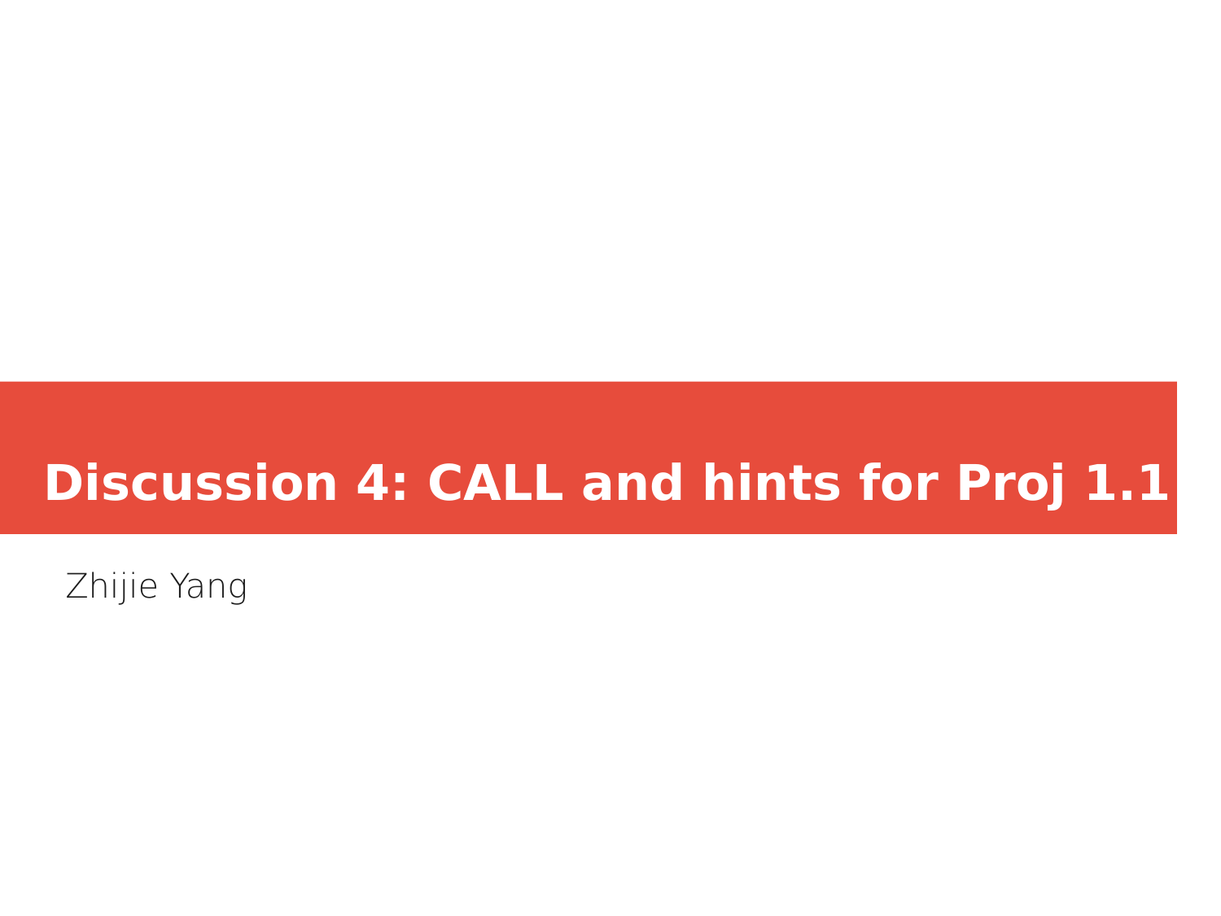# Discussion 4: CALL and hints for Proj 1.1

Zhijie Yang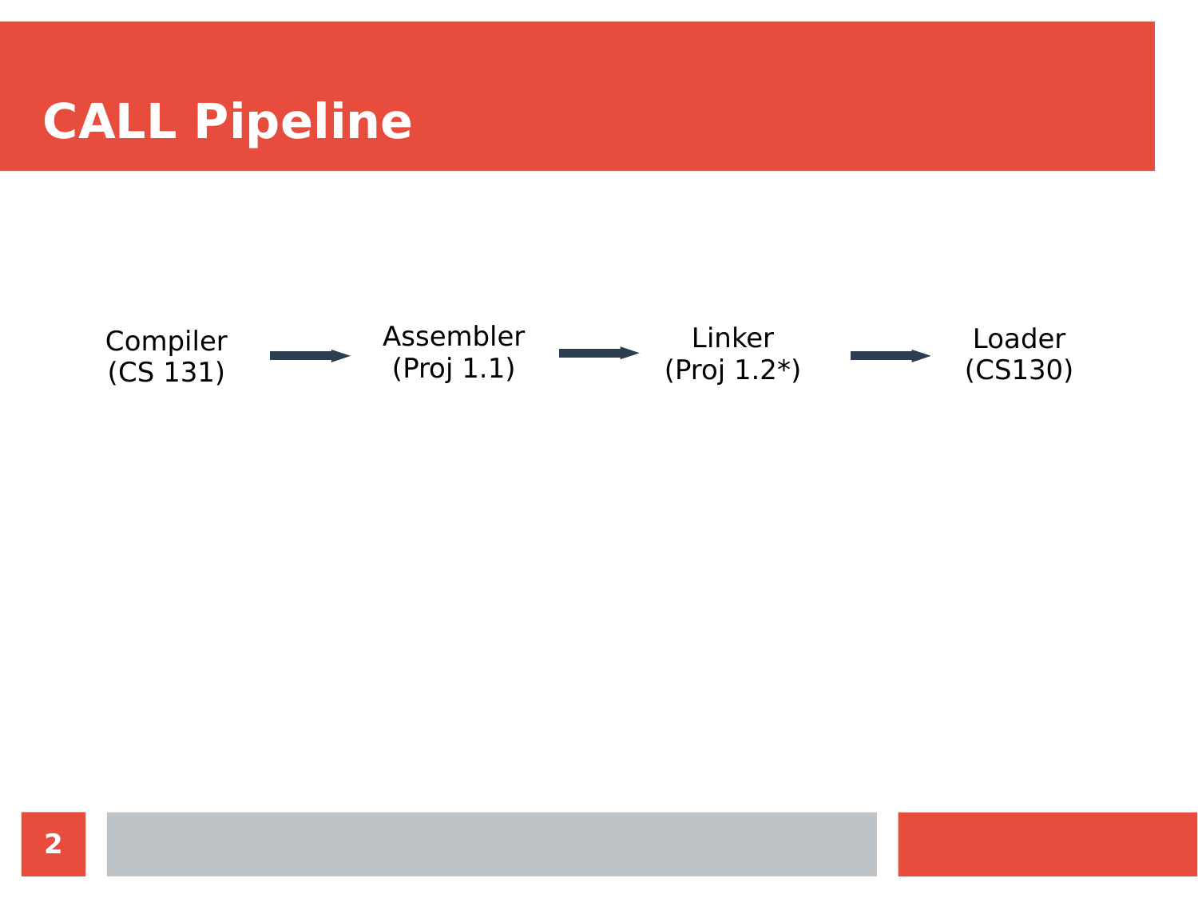# CALL Pipeline

Compiler (CS 131) → Assembler (Proj 1.1) → Linker (Proj 1.2*) → Loader (CS130)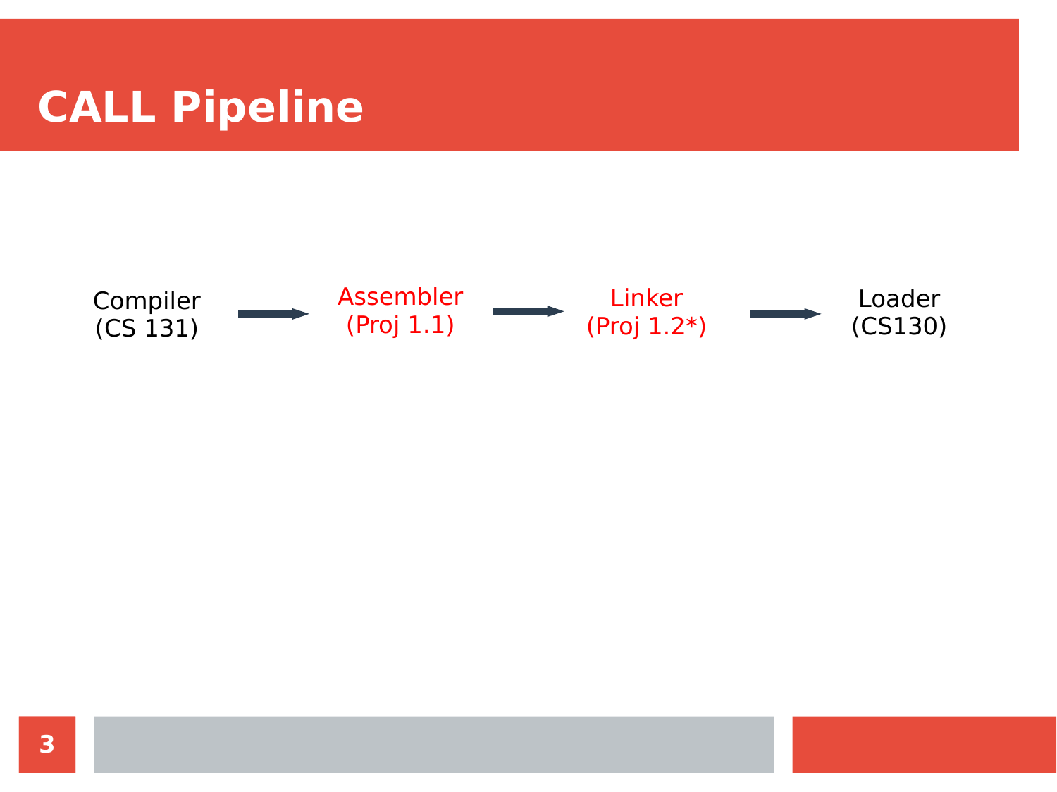# CALL Pipeline

Compiler (CS 131) → Assembler (Proj 1.1) → Linker (Proj 1.2*) → Loader (CS130)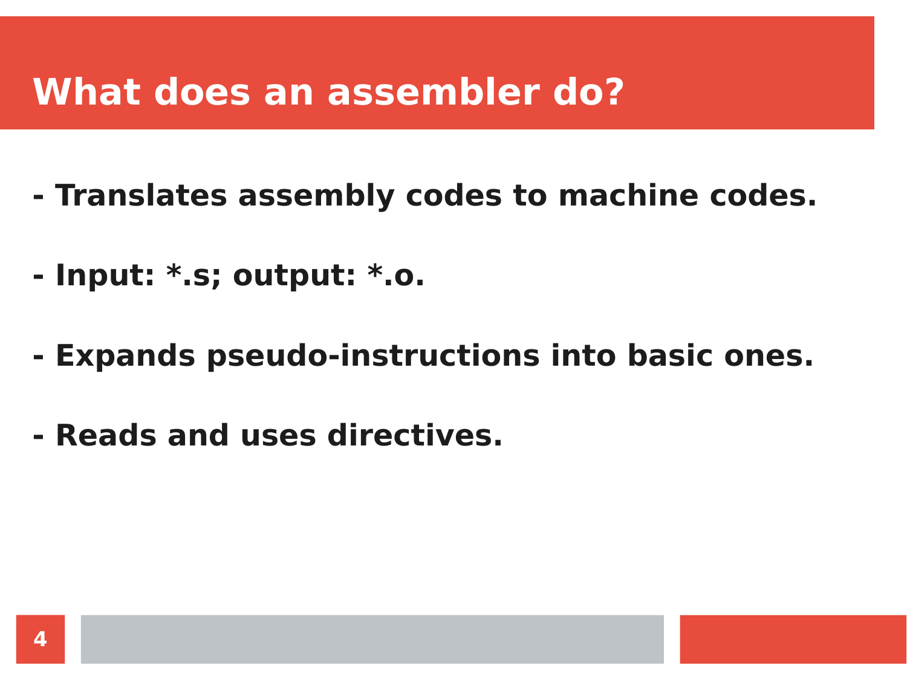# What does an assembler do?

- Translates assembly codes to machine codes.

- Input: *.s; output: *.o.

- Expands pseudo-instructions into basic ones.

- Reads and uses directives.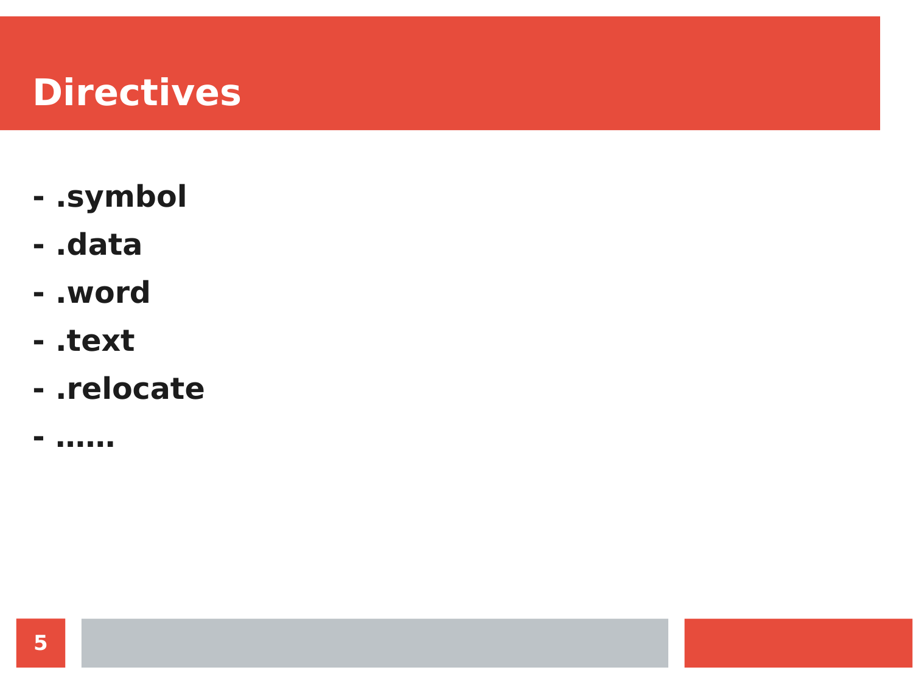# Directives

- .symbol
- .data
- .word
- .text
- .relocate
- ......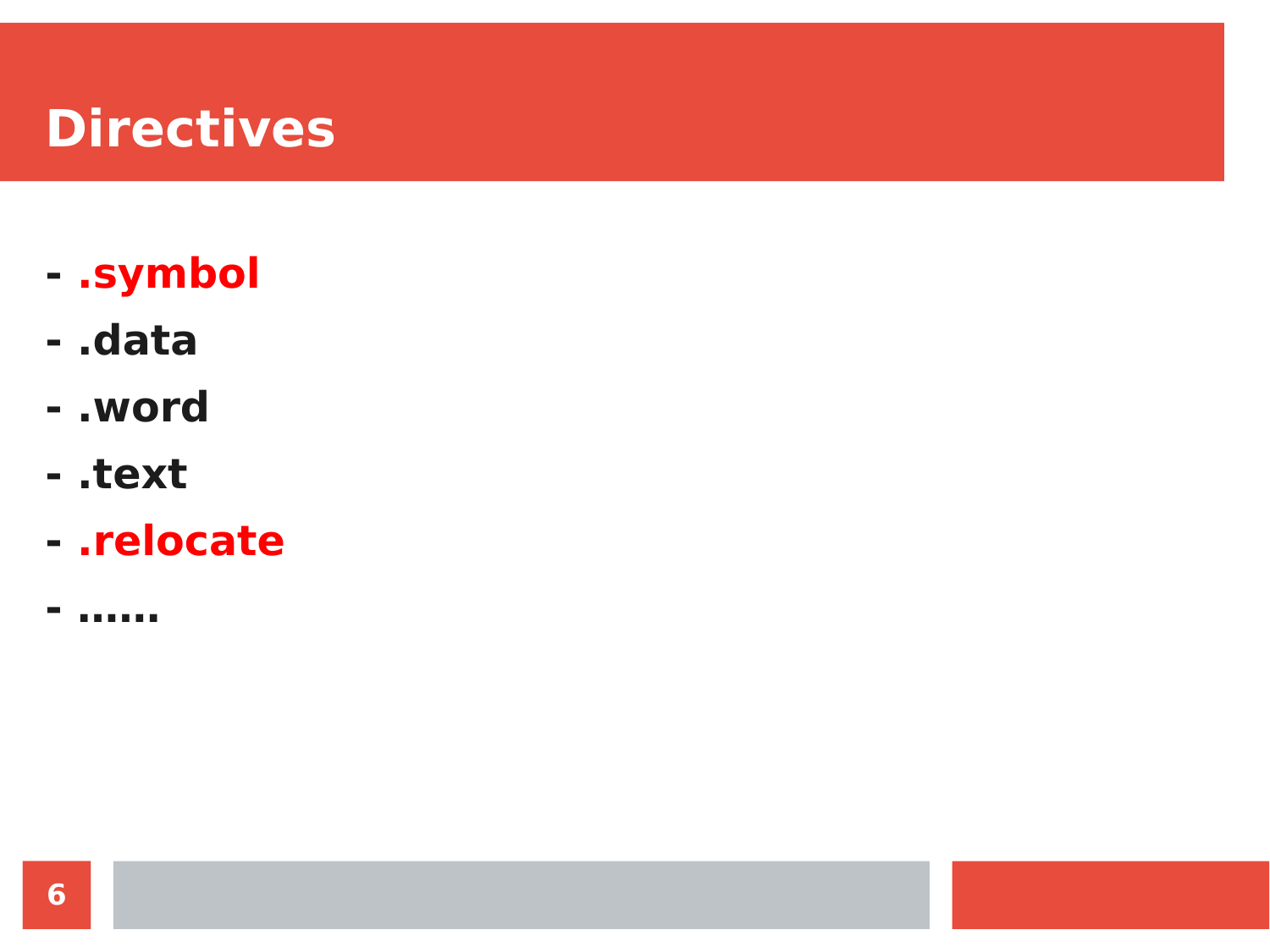# Directives

- .symbol
- .data
- .word
- .text
- .relocate
- ……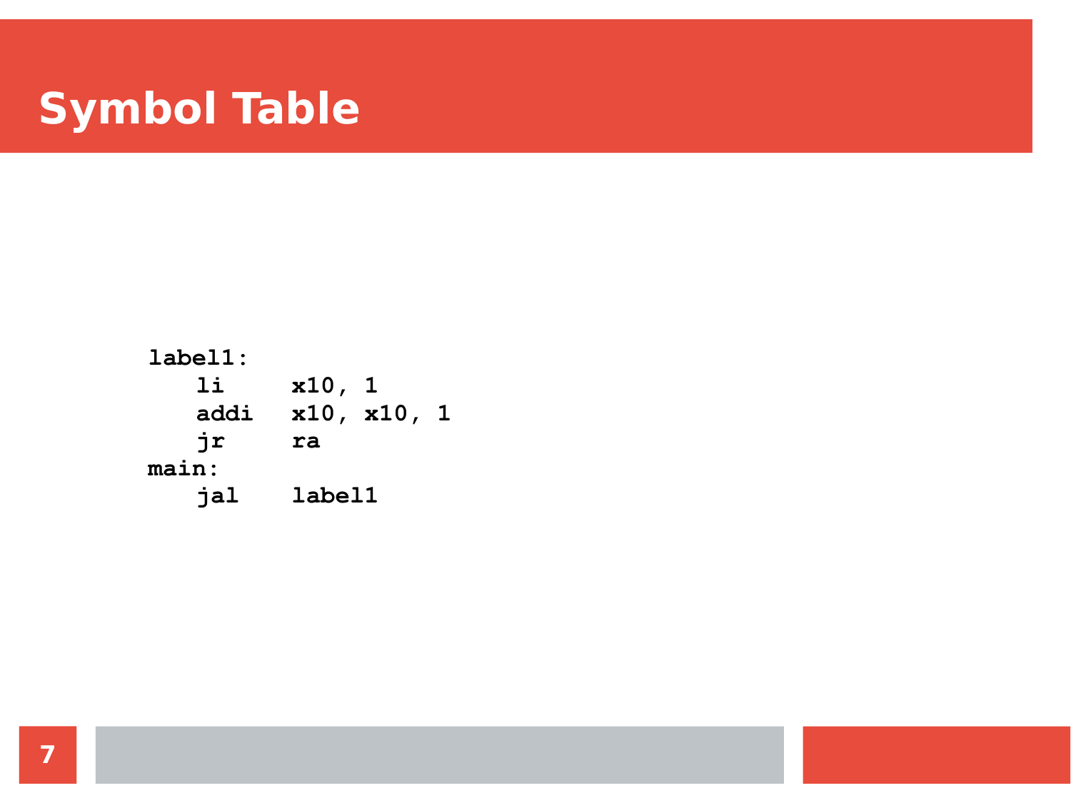# Symbol Table

```
label1:
   li     x10, 1
   addi   x10, x10, 1
   jr     ra
main:
   jal    label1
```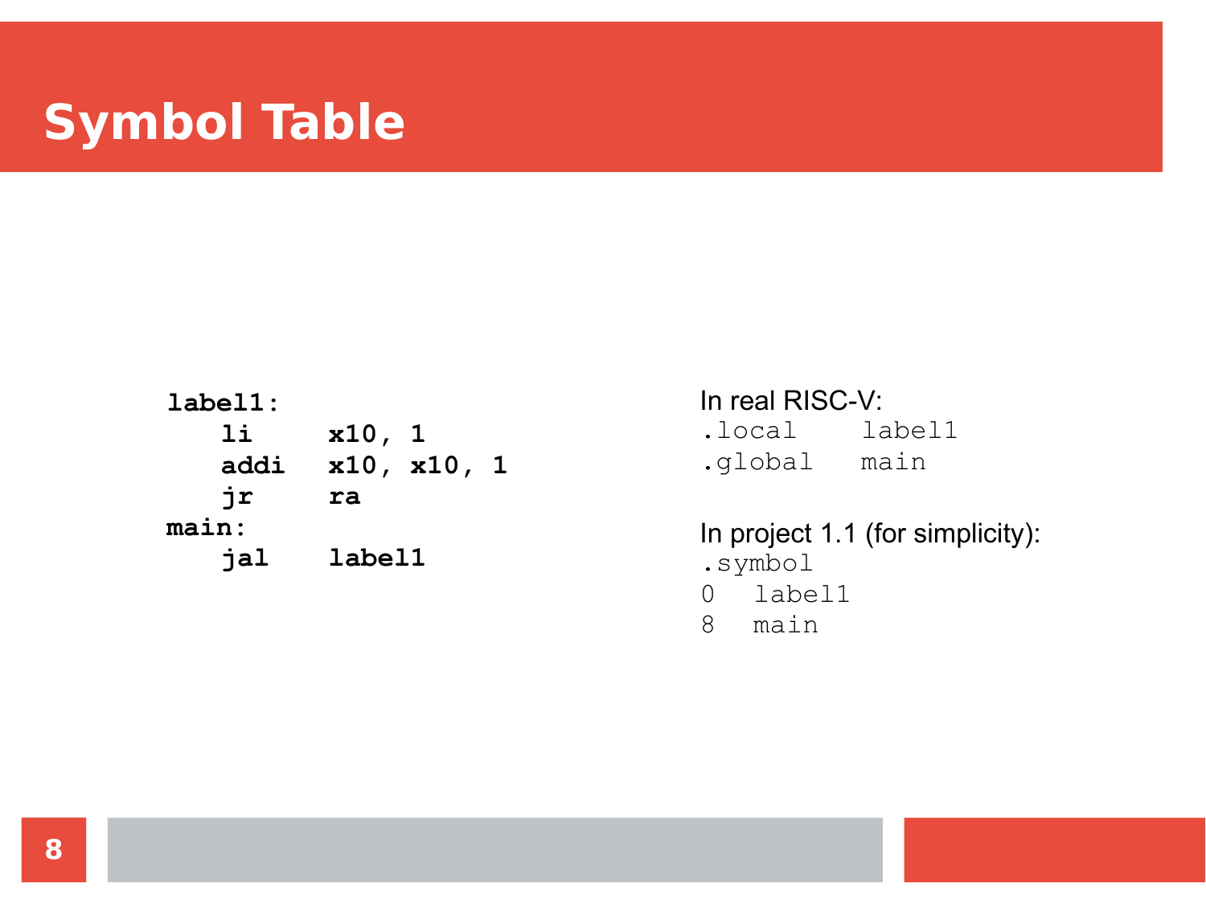# Symbol Table

```
label1:
    li     x10, 1
    addi   x10, x10, 1
    jr     ra
main:
    jal    label1
```

In real RISC-V:

```
.local    label1
.global   main
```

In project 1.1 (for simplicity):

```
.symbol
0   label1
8   main
```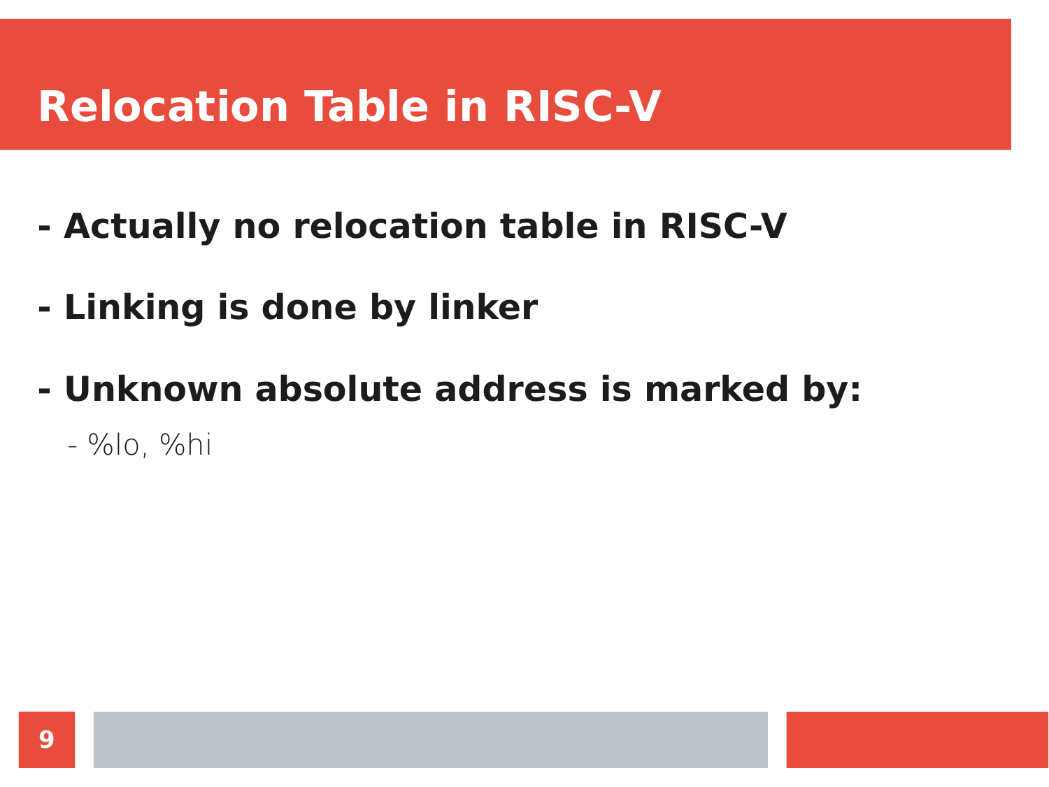# Relocation Table in RISC-V

- **Actually no relocation table in RISC-V**
- **Linking is done by linker**
- **Unknown absolute address is marked by:**
  - %lo, %hi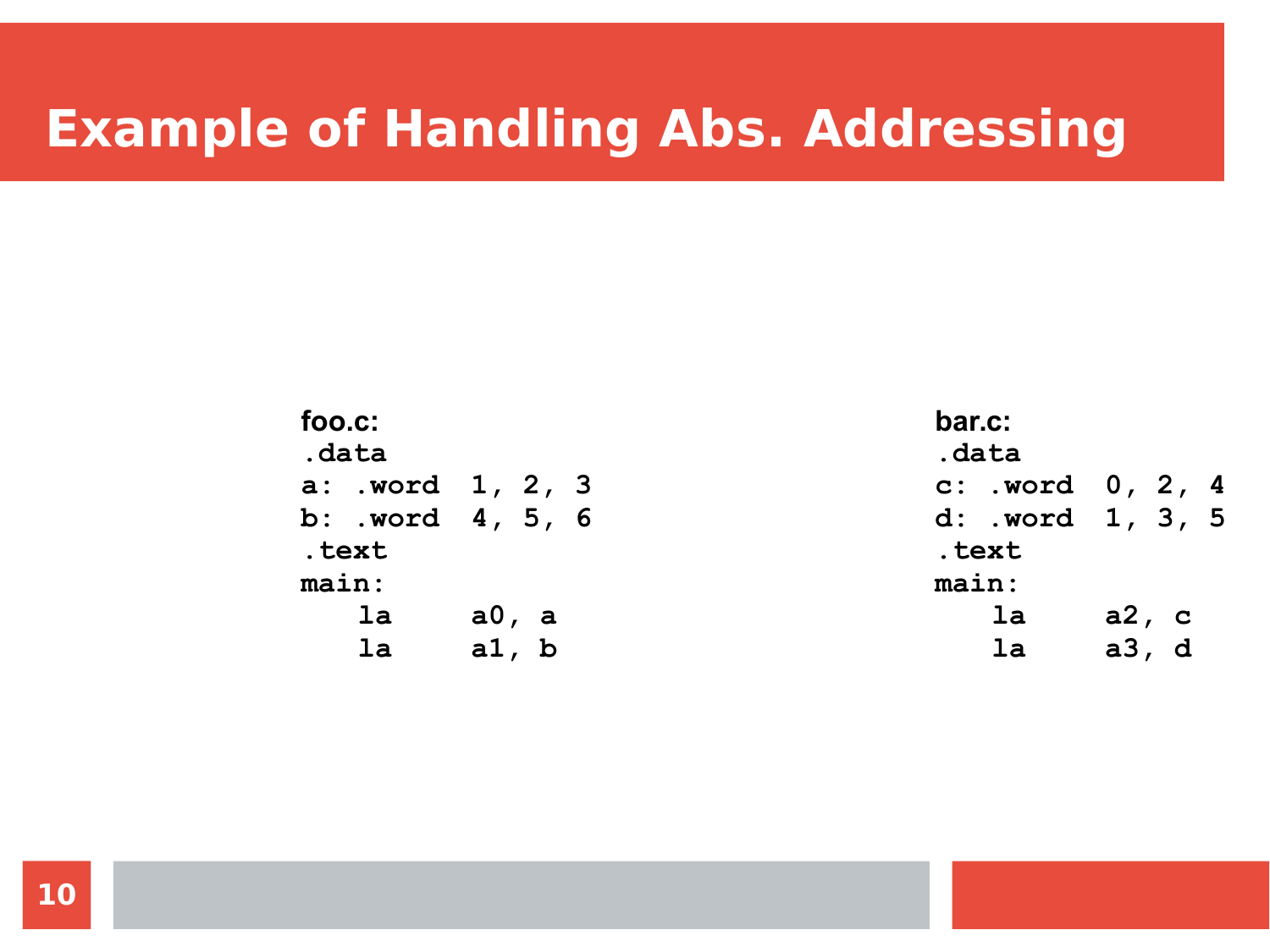# Example of Handling Abs. Addressing

**foo.c:**

```
.data
a: .word  1, 2, 3
b: .word  4, 5, 6
.text
main:
   la     a0, a
   la     a1, b
```

**bar.c:**

```
.data
c: .word  0, 2, 4
d: .word  1, 3, 5
.text
main:
   la     a2, c
   la     a3, d
```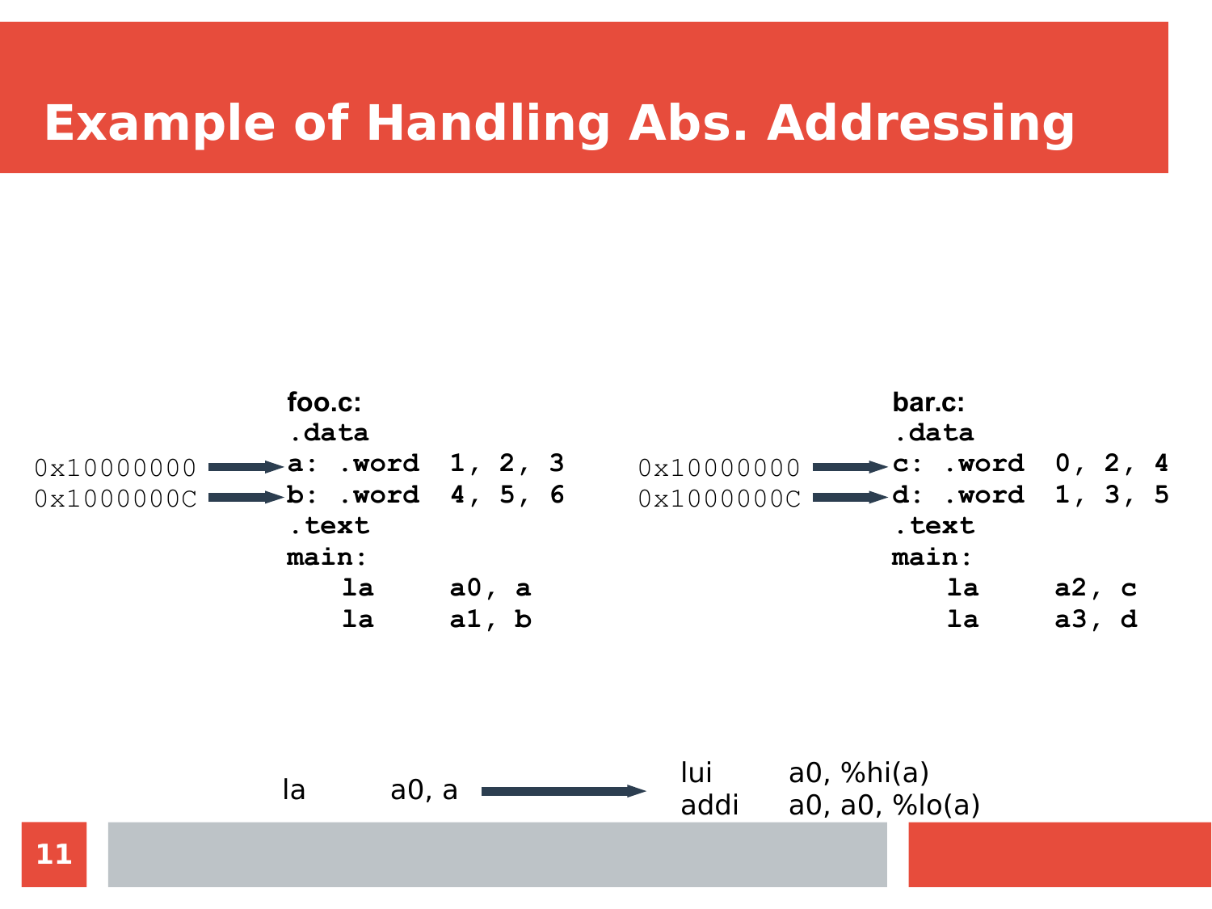# Example of Handling Abs. Addressing

**foo.c:**

```
0x10000000 → a: .word  1, 2, 3
0x1000000C → b: .word  4, 5, 6
```

```
.data
a: .word  1, 2, 3
b: .word  4, 5, 6
.text
main:
    la    a0, a
    la    a1, b
```

**bar.c:**

```
0x10000000 → c: .word  0, 2, 4
0x1000000C → d: .word  1, 3, 5
```

```
.data
c: .word  0, 2, 4
d: .word  1, 3, 5
.text
main:
    la    a2, c
    la    a3, d
```

```
la    a0, a    →    lui    a0, %hi(a)
                    addi   a0, a0, %lo(a)
```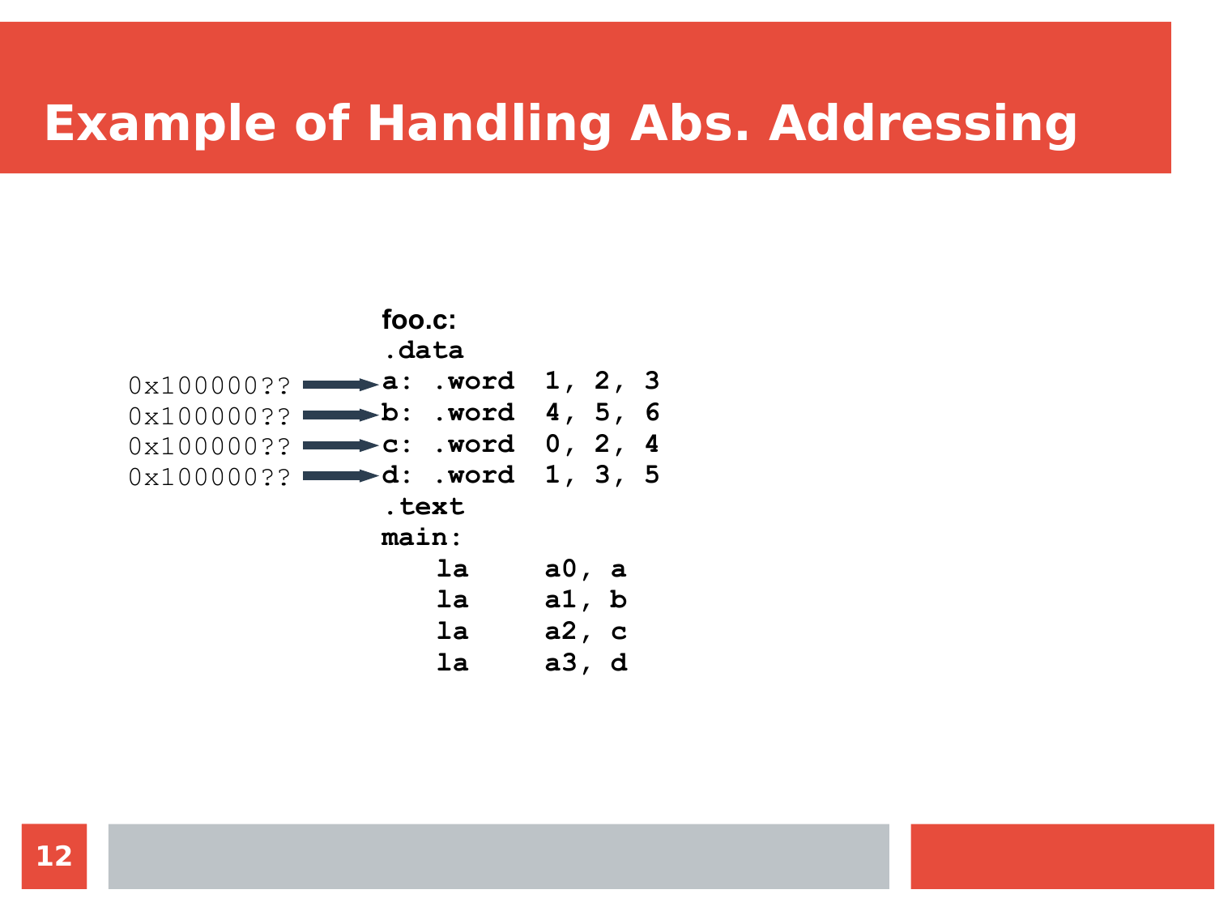# Example of Handling Abs. Addressing

**foo.c:**

```
             .data
0x100000?? → a: .word  1, 2, 3
0x100000?? → b: .word  4, 5, 6
0x100000?? → c: .word  0, 2, 4
0x100000?? → d: .word  1, 3, 5
             .text
             main:
                 la    a0, a
                 la    a1, b
                 la    a2, c
                 la    a3, d
```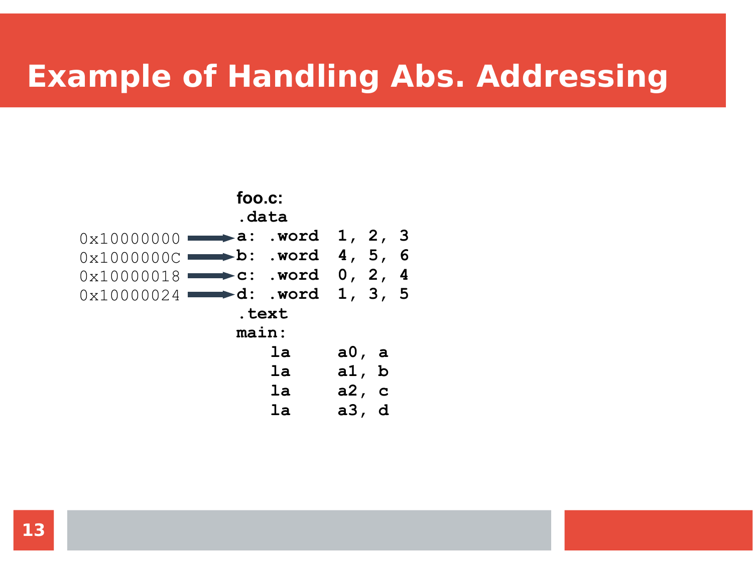# Example of Handling Abs. Addressing

**foo.c:**

```
                  .data
0x10000000  ───►  a: .word  1, 2, 3
0x1000000C  ───►  b: .word  4, 5, 6
0x10000018  ───►  c: .word  0, 2, 4
0x10000024  ───►  d: .word  1, 3, 5
                  .text
                  main:
                      la    a0, a
                      la    a1, b
                      la    a2, c
                      la    a3, d
```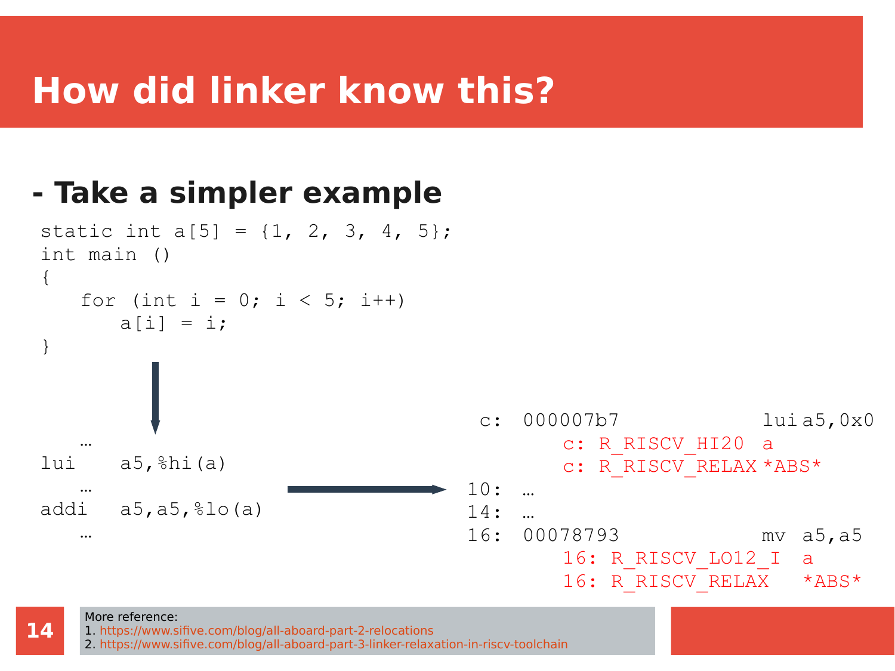# How did linker know this?

## - Take a simpler example

```
static int a[5] = {1, 2, 3, 4, 5};
int main ()
{
    for (int i = 0; i < 5; i++)
        a[i] = i;
}
```

```
   …
lui    a5,%hi(a)
   …
addi   a5,a5,%lo(a)
   …
```

```
 c:  000007b7           lui a5,0x0
         c: R_RISCV_HI20  a
         c: R_RISCV_RELAX *ABS*
10:  …
14:  …
16:  00078793           mv  a5,a5
         16: R_RISCV_LO12_I  a
         16: R_RISCV_RELAX   *ABS*
```

More reference:
1. https://www.sifive.com/blog/all-aboard-part-2-relocations
2. https://www.sifive.com/blog/all-aboard-part-3-linker-relaxation-in-riscv-toolchain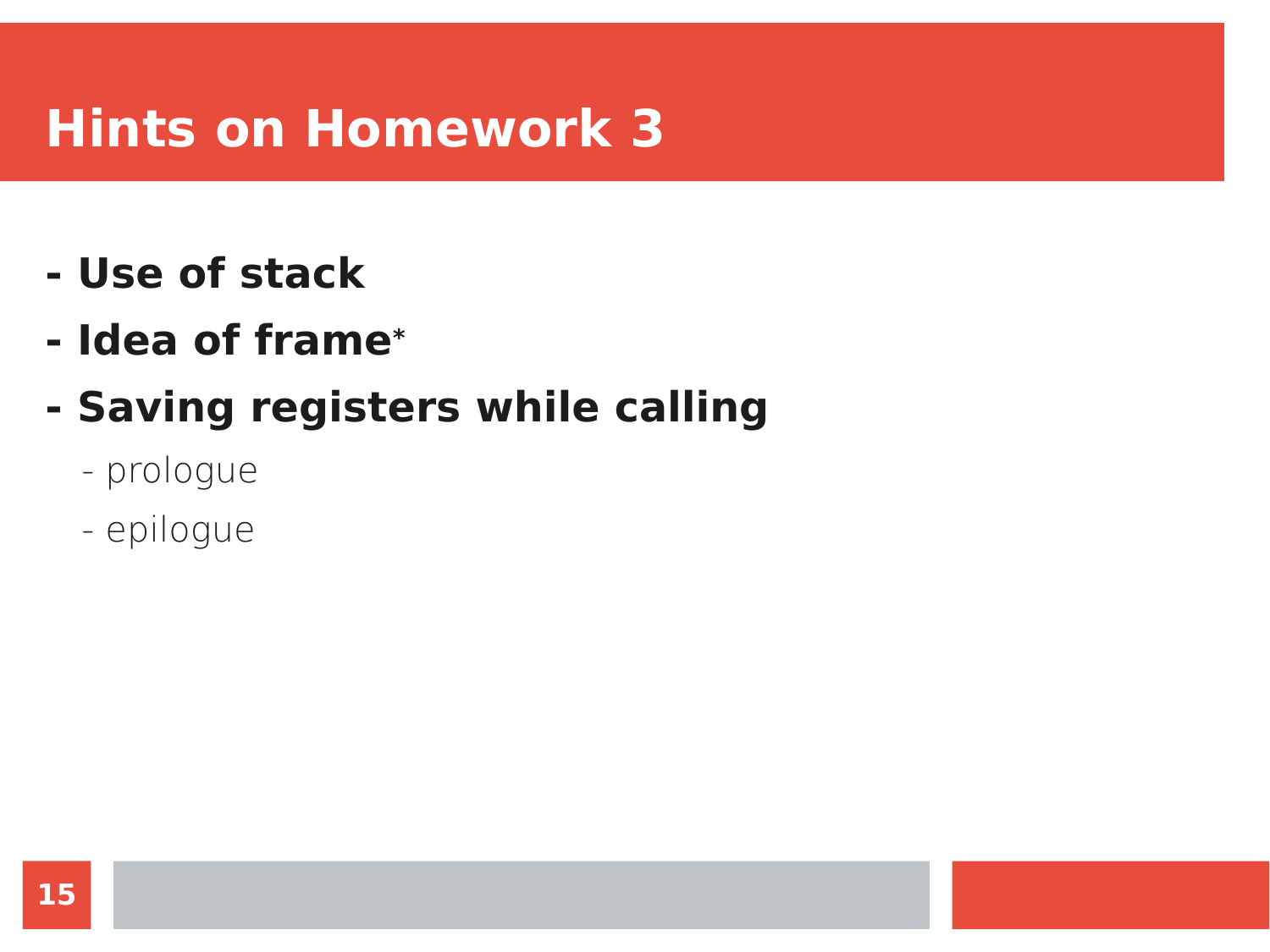# Hints on Homework 3

- **Use of stack**
- **Idea of frame***
- **Saving registers while calling**
  - prologue
  - epilogue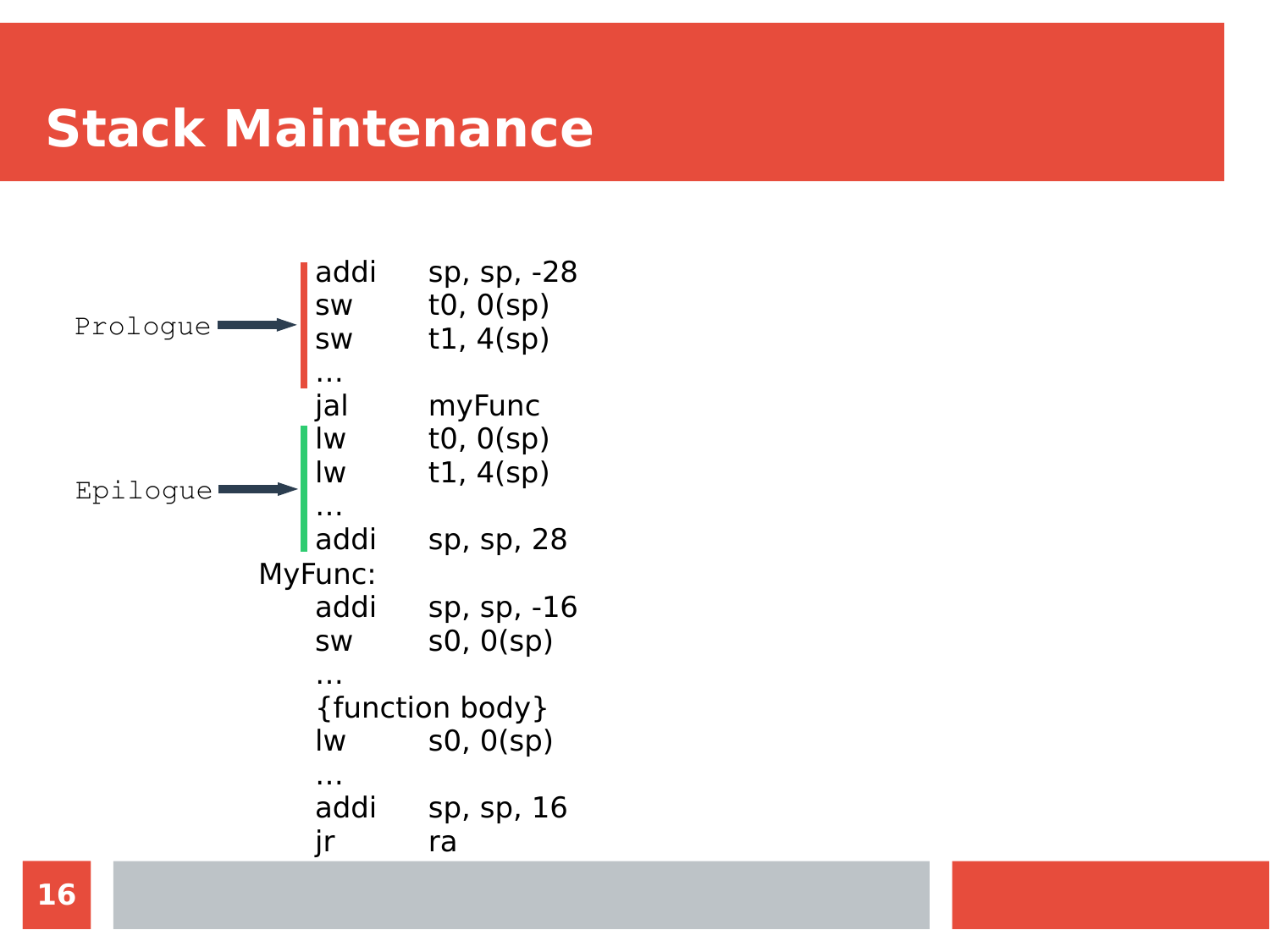# Stack Maintenance

Prologue → 

```
addi    sp, sp, -28
sw      t0, 0(sp)
sw      t1, 4(sp)
...
jal     myFunc
```

Epilogue →

```
lw      t0, 0(sp)
lw      t1, 4(sp)
...
addi    sp, sp, 28
```

```
MyFunc:
    addi    sp, sp, -16
    sw      s0, 0(sp)
    ...
    {function body}
    lw      s0, 0(sp)
    ...
    addi    sp, sp, 16
    jr      ra
```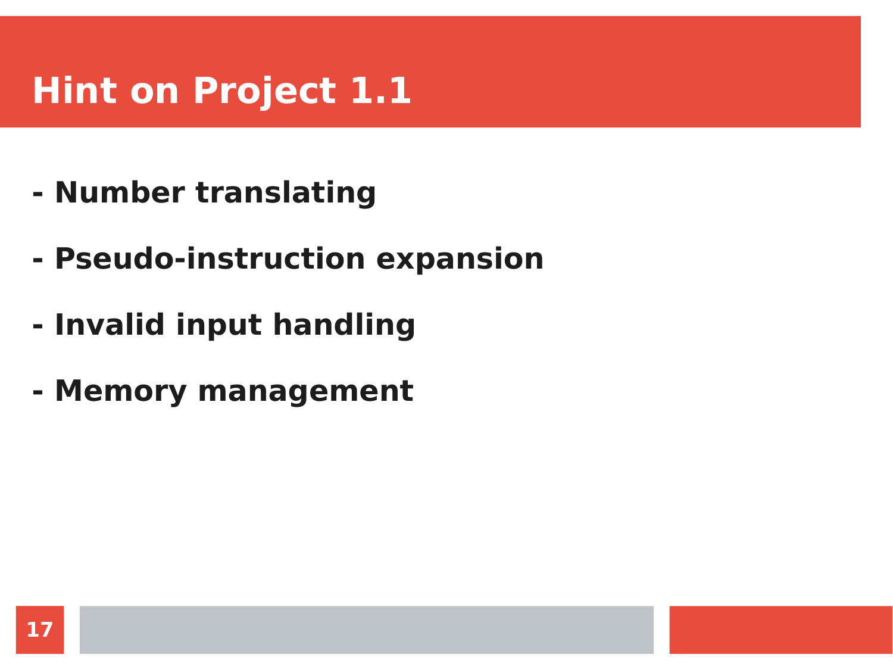# Hint on Project 1.1

- Number translating

- Pseudo-instruction expansion

- Invalid input handling

- Memory management